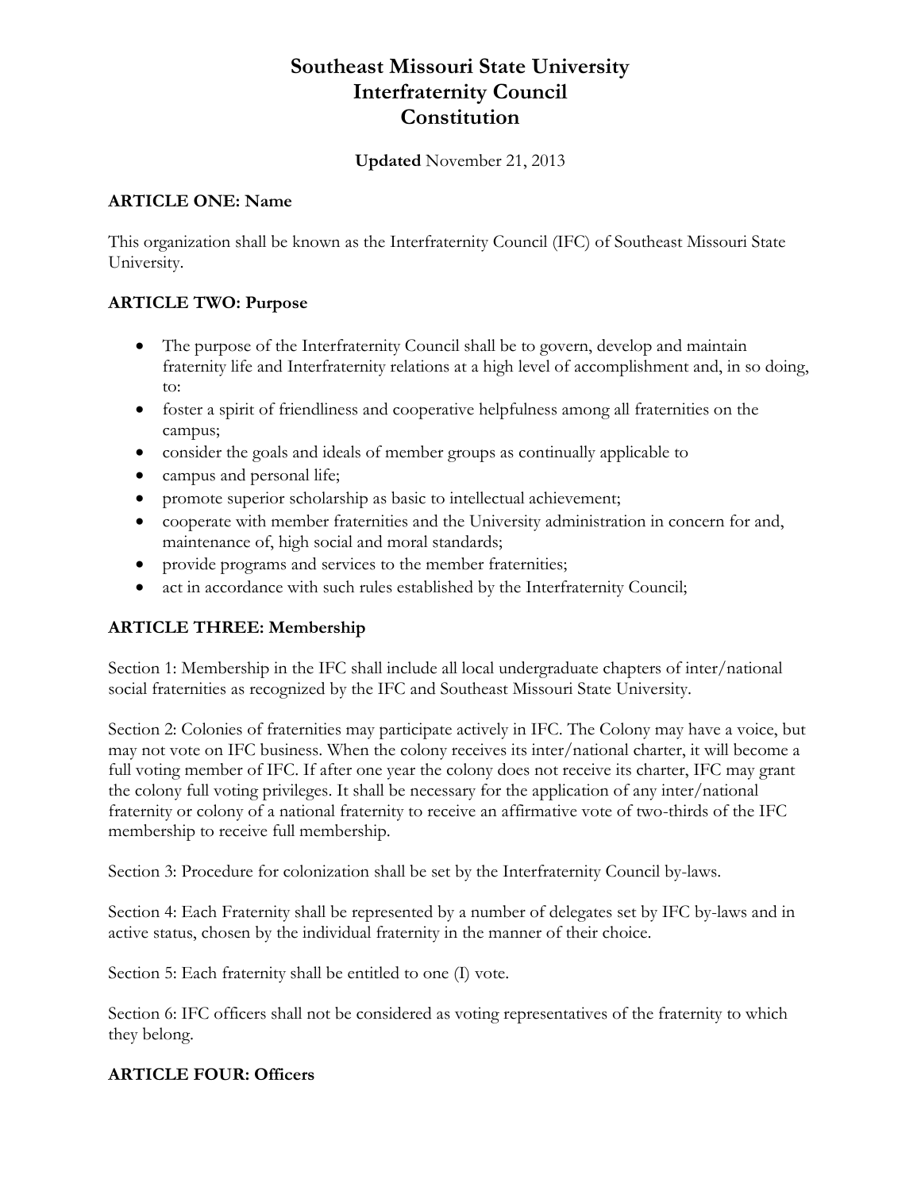# Southeast Missouri State University
# Interfraternity Council
# Constitution

**Updated** November 21, 2013

### ARTICLE ONE: Name

This organization shall be known as the Interfraternity Council (IFC) of Southeast Missouri State University.

### ARTICLE TWO: Purpose

- The purpose of the Interfraternity Council shall be to govern, develop and maintain fraternity life and Interfraternity relations at a high level of accomplishment and, in so doing, to:
- foster a spirit of friendliness and cooperative helpfulness among all fraternities on the campus;
- consider the goals and ideals of member groups as continually applicable to
- campus and personal life;
- promote superior scholarship as basic to intellectual achievement;
- cooperate with member fraternities and the University administration in concern for and, maintenance of, high social and moral standards;
- provide programs and services to the member fraternities;
- act in accordance with such rules established by the Interfraternity Council;

### ARTICLE THREE: Membership

Section 1: Membership in the IFC shall include all local undergraduate chapters of inter/national social fraternities as recognized by the IFC and Southeast Missouri State University.

Section 2: Colonies of fraternities may participate actively in IFC. The Colony may have a voice, but may not vote on IFC business. When the colony receives its inter/national charter, it will become a full voting member of IFC. If after one year the colony does not receive its charter, IFC may grant the colony full voting privileges. It shall be necessary for the application of any inter/national fraternity or colony of a national fraternity to receive an affirmative vote of two-thirds of the IFC membership to receive full membership.

Section 3: Procedure for colonization shall be set by the Interfraternity Council by-laws.

Section 4: Each Fraternity shall be represented by a number of delegates set by IFC by-laws and in active status, chosen by the individual fraternity in the manner of their choice.

Section 5: Each fraternity shall be entitled to one (I) vote.

Section 6: IFC officers shall not be considered as voting representatives of the fraternity to which they belong.

### ARTICLE FOUR: Officers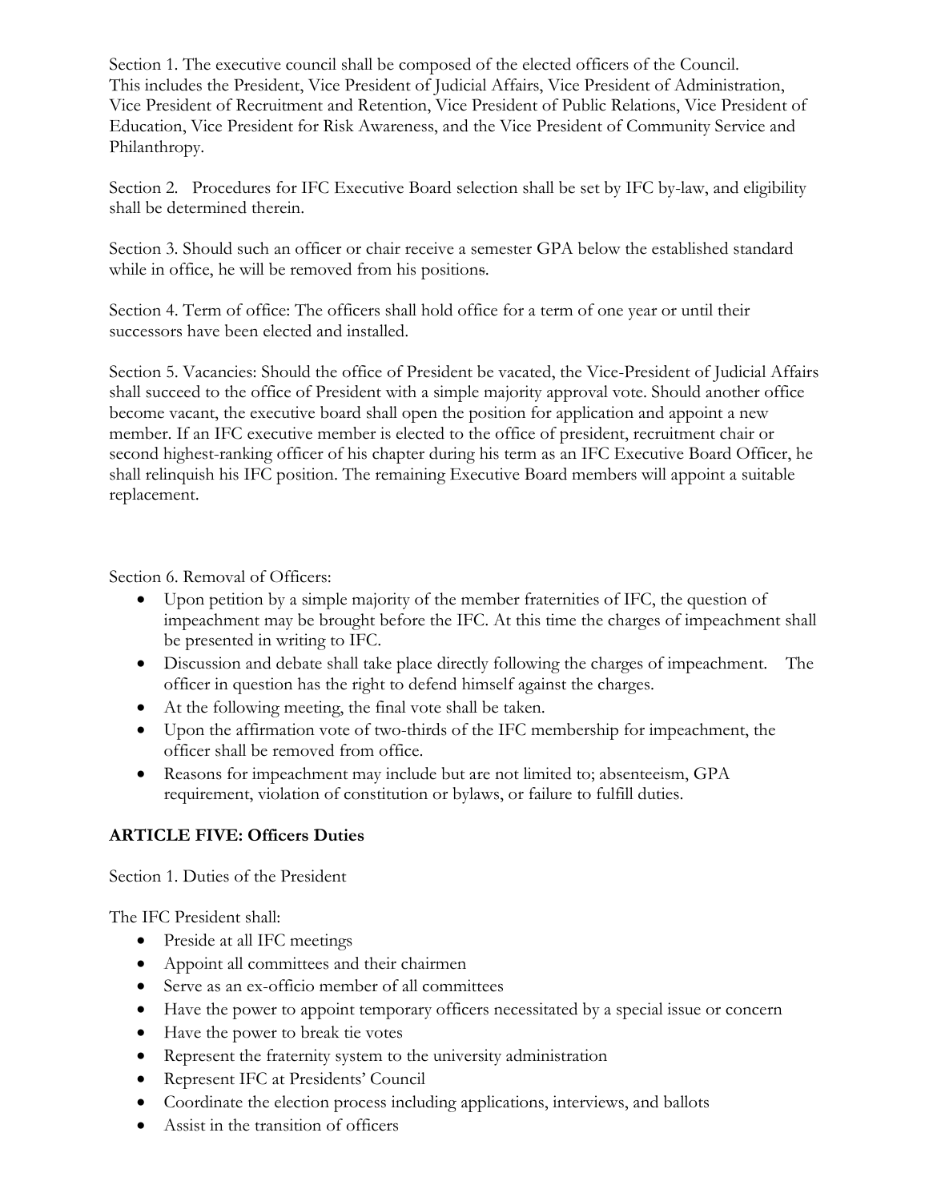Section 1. The executive council shall be composed of the elected officers of the Council. This includes the President, Vice President of Judicial Affairs, Vice President of Administration, Vice President of Recruitment and Retention, Vice President of Public Relations, Vice President of Education, Vice President for Risk Awareness, and the Vice President of Community Service and Philanthropy.

Section 2. Procedures for IFC Executive Board selection shall be set by IFC by-law, and eligibility shall be determined therein.

Section 3. Should such an officer or chair receive a semester GPA below the established standard while in office, he will be removed from his positions.

Section 4. Term of office: The officers shall hold office for a term of one year or until their successors have been elected and installed.

Section 5. Vacancies: Should the office of President be vacated, the Vice-President of Judicial Affairs shall succeed to the office of President with a simple majority approval vote. Should another office become vacant, the executive board shall open the position for application and appoint a new member. If an IFC executive member is elected to the office of president, recruitment chair or second highest-ranking officer of his chapter during his term as an IFC Executive Board Officer, he shall relinquish his IFC position. The remaining Executive Board members will appoint a suitable replacement.

Section 6. Removal of Officers:

- Upon petition by a simple majority of the member fraternities of IFC, the question of impeachment may be brought before the IFC. At this time the charges of impeachment shall be presented in writing to IFC.
- Discussion and debate shall take place directly following the charges of impeachment. The officer in question has the right to defend himself against the charges.
- At the following meeting, the final vote shall be taken.
- Upon the affirmation vote of two-thirds of the IFC membership for impeachment, the officer shall be removed from office.
- Reasons for impeachment may include but are not limited to; absenteeism, GPA requirement, violation of constitution or bylaws, or failure to fulfill duties.

**ARTICLE FIVE: Officers Duties**

Section 1. Duties of the President

The IFC President shall:

- Preside at all IFC meetings
- Appoint all committees and their chairmen
- Serve as an ex-officio member of all committees
- Have the power to appoint temporary officers necessitated by a special issue or concern
- Have the power to break tie votes
- Represent the fraternity system to the university administration
- Represent IFC at Presidents' Council
- Coordinate the election process including applications, interviews, and ballots
- Assist in the transition of officers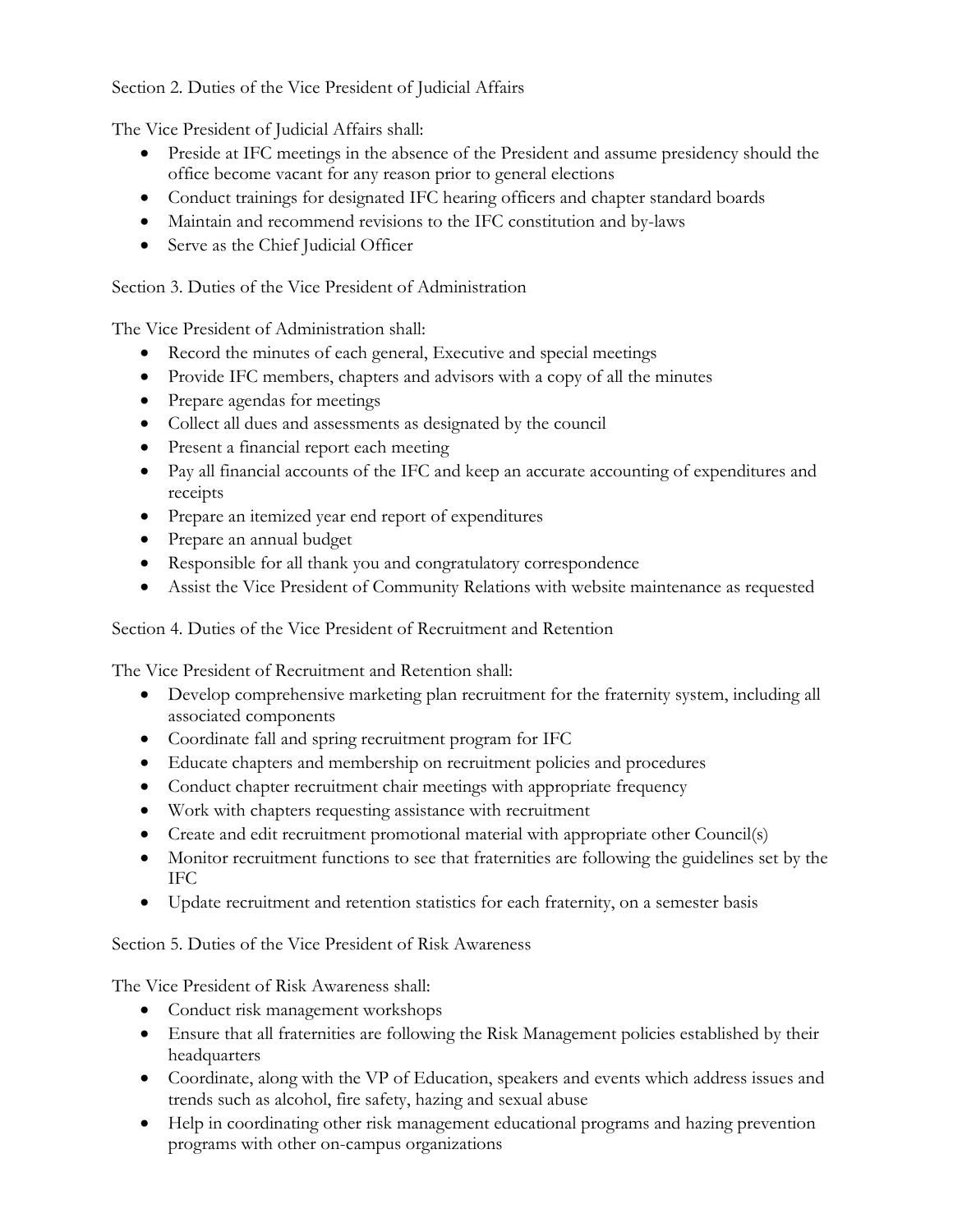Section 2. Duties of the Vice President of Judicial Affairs

The Vice President of Judicial Affairs shall:

- Preside at IFC meetings in the absence of the President and assume presidency should the office become vacant for any reason prior to general elections
- Conduct trainings for designated IFC hearing officers and chapter standard boards
- Maintain and recommend revisions to the IFC constitution and by-laws
- Serve as the Chief Judicial Officer

Section 3. Duties of the Vice President of Administration

The Vice President of Administration shall:

- Record the minutes of each general, Executive and special meetings
- Provide IFC members, chapters and advisors with a copy of all the minutes
- Prepare agendas for meetings
- Collect all dues and assessments as designated by the council
- Present a financial report each meeting
- Pay all financial accounts of the IFC and keep an accurate accounting of expenditures and receipts
- Prepare an itemized year end report of expenditures
- Prepare an annual budget
- Responsible for all thank you and congratulatory correspondence
- Assist the Vice President of Community Relations with website maintenance as requested

Section 4. Duties of the Vice President of Recruitment and Retention

The Vice President of Recruitment and Retention shall:

- Develop comprehensive marketing plan recruitment for the fraternity system, including all associated components
- Coordinate fall and spring recruitment program for IFC
- Educate chapters and membership on recruitment policies and procedures
- Conduct chapter recruitment chair meetings with appropriate frequency
- Work with chapters requesting assistance with recruitment
- Create and edit recruitment promotional material with appropriate other Council(s)
- Monitor recruitment functions to see that fraternities are following the guidelines set by the IFC
- Update recruitment and retention statistics for each fraternity, on a semester basis

Section 5. Duties of the Vice President of Risk Awareness

The Vice President of Risk Awareness shall:

- Conduct risk management workshops
- Ensure that all fraternities are following the Risk Management policies established by their headquarters
- Coordinate, along with the VP of Education, speakers and events which address issues and trends such as alcohol, fire safety, hazing and sexual abuse
- Help in coordinating other risk management educational programs and hazing prevention programs with other on-campus organizations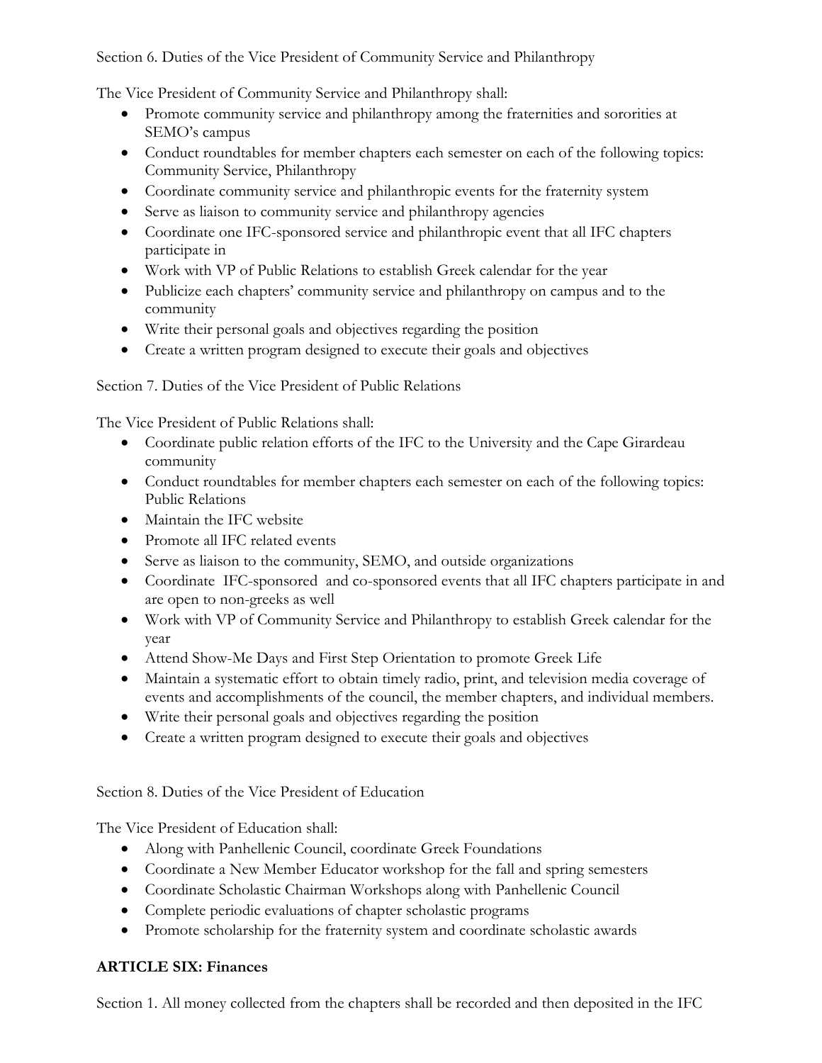Section 6. Duties of the Vice President of Community Service and Philanthropy

The Vice President of Community Service and Philanthropy shall:

- Promote community service and philanthropy among the fraternities and sororities at SEMO's campus
- Conduct roundtables for member chapters each semester on each of the following topics: Community Service, Philanthropy
- Coordinate community service and philanthropic events for the fraternity system
- Serve as liaison to community service and philanthropy agencies
- Coordinate one IFC-sponsored service and philanthropic event that all IFC chapters participate in
- Work with VP of Public Relations to establish Greek calendar for the year
- Publicize each chapters' community service and philanthropy on campus and to the community
- Write their personal goals and objectives regarding the position
- Create a written program designed to execute their goals and objectives

Section 7. Duties of the Vice President of Public Relations

The Vice President of Public Relations shall:

- Coordinate public relation efforts of the IFC to the University and the Cape Girardeau community
- Conduct roundtables for member chapters each semester on each of the following topics: Public Relations
- Maintain the IFC website
- Promote all IFC related events
- Serve as liaison to the community, SEMO, and outside organizations
- Coordinate IFC-sponsored and co-sponsored events that all IFC chapters participate in and are open to non-greeks as well
- Work with VP of Community Service and Philanthropy to establish Greek calendar for the year
- Attend Show-Me Days and First Step Orientation to promote Greek Life
- Maintain a systematic effort to obtain timely radio, print, and television media coverage of events and accomplishments of the council, the member chapters, and individual members.
- Write their personal goals and objectives regarding the position
- Create a written program designed to execute their goals and objectives

Section 8. Duties of the Vice President of Education

The Vice President of Education shall:

- Along with Panhellenic Council, coordinate Greek Foundations
- Coordinate a New Member Educator workshop for the fall and spring semesters
- Coordinate Scholastic Chairman Workshops along with Panhellenic Council
- Complete periodic evaluations of chapter scholastic programs
- Promote scholarship for the fraternity system and coordinate scholastic awards

**ARTICLE SIX: Finances**

Section 1. All money collected from the chapters shall be recorded and then deposited in the IFC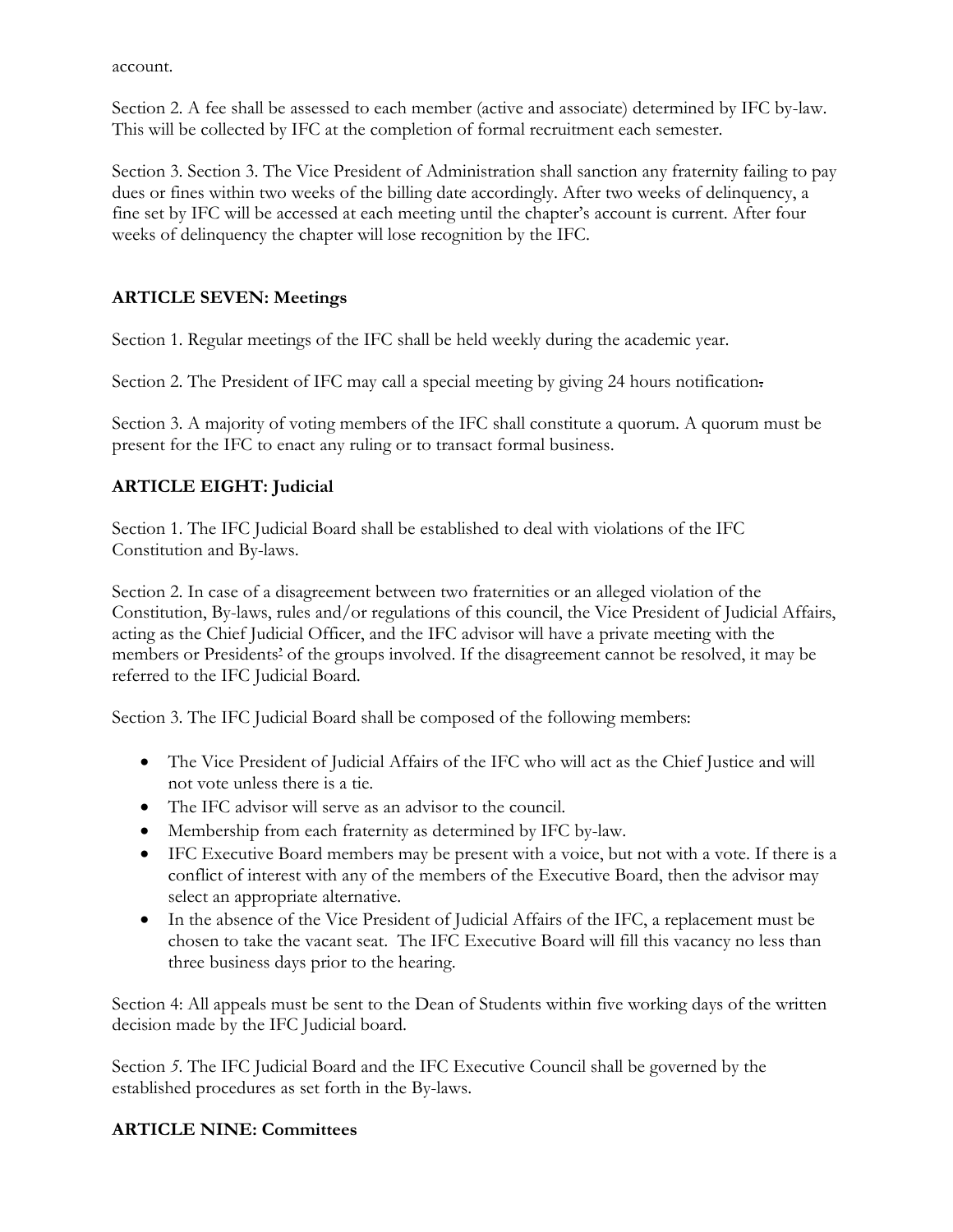account.

Section 2. A fee shall be assessed to each member (active and associate) determined by IFC by-law. This will be collected by IFC at the completion of formal recruitment each semester.

Section 3. Section 3. The Vice President of Administration shall sanction any fraternity failing to pay dues or fines within two weeks of the billing date accordingly. After two weeks of delinquency, a fine set by IFC will be accessed at each meeting until the chapter's account is current. After four weeks of delinquency the chapter will lose recognition by the IFC.

## ARTICLE SEVEN: Meetings

Section 1. Regular meetings of the IFC shall be held weekly during the academic year.

Section 2. The President of IFC may call a special meeting by giving 24 hours notification.

Section 3. A majority of voting members of the IFC shall constitute a quorum. A quorum must be present for the IFC to enact any ruling or to transact formal business.

## ARTICLE EIGHT: Judicial

Section 1. The IFC Judicial Board shall be established to deal with violations of the IFC Constitution and By-laws.

Section 2. In case of a disagreement between two fraternities or an alleged violation of the Constitution, By-laws, rules and/or regulations of this council, the Vice President of Judicial Affairs, acting as the Chief Judicial Officer, and the IFC advisor will have a private meeting with the members or Presidents' of the groups involved. If the disagreement cannot be resolved, it may be referred to the IFC Judicial Board.

Section 3. The IFC Judicial Board shall be composed of the following members:

- The Vice President of Judicial Affairs of the IFC who will act as the Chief Justice and will not vote unless there is a tie.
- The IFC advisor will serve as an advisor to the council.
- Membership from each fraternity as determined by IFC by-law.
- IFC Executive Board members may be present with a voice, but not with a vote. If there is a conflict of interest with any of the members of the Executive Board, then the advisor may select an appropriate alternative.
- In the absence of the Vice President of Judicial Affairs of the IFC, a replacement must be chosen to take the vacant seat. The IFC Executive Board will fill this vacancy no less than three business days prior to the hearing.

Section 4: All appeals must be sent to the Dean of Students within five working days of the written decision made by the IFC Judicial board.

Section *5*. The IFC Judicial Board and the IFC Executive Council shall be governed by the established procedures as set forth in the By-laws.

## ARTICLE NINE: Committees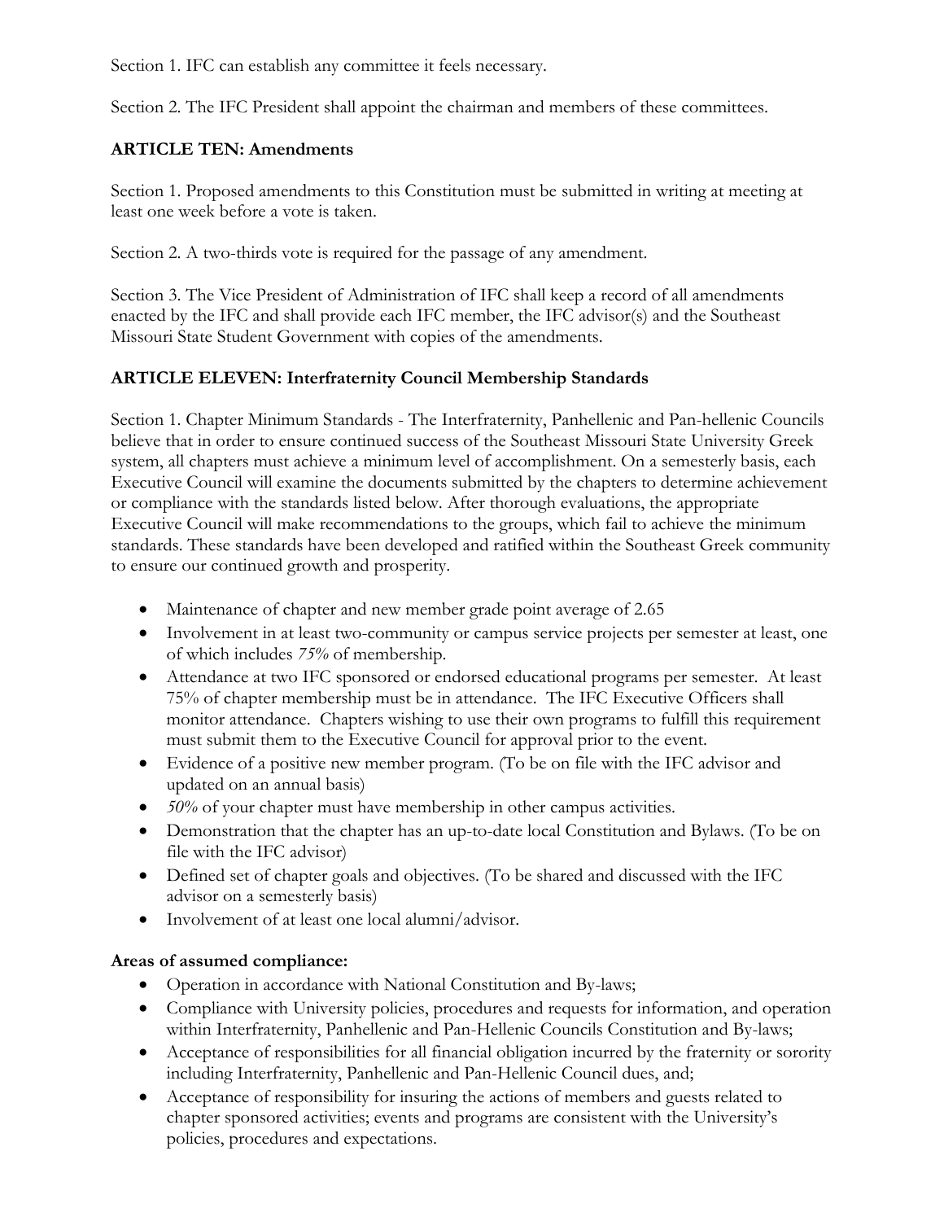Section 1. IFC can establish any committee it feels necessary.

Section 2. The IFC President shall appoint the chairman and members of these committees.

**ARTICLE TEN: Amendments**

Section 1. Proposed amendments to this Constitution must be submitted in writing at meeting at least one week before a vote is taken.

Section 2. A two-thirds vote is required for the passage of any amendment.

Section 3. The Vice President of Administration of IFC shall keep a record of all amendments enacted by the IFC and shall provide each IFC member, the IFC advisor(s) and the Southeast Missouri State Student Government with copies of the amendments.

**ARTICLE ELEVEN: Interfraternity Council Membership Standards**

Section 1. Chapter Minimum Standards - The Interfraternity, Panhellenic and Pan-hellenic Councils believe that in order to ensure continued success of the Southeast Missouri State University Greek system, all chapters must achieve a minimum level of accomplishment. On a semesterly basis, each Executive Council will examine the documents submitted by the chapters to determine achievement or compliance with the standards listed below. After thorough evaluations, the appropriate Executive Council will make recommendations to the groups, which fail to achieve the minimum standards. These standards have been developed and ratified within the Southeast Greek community to ensure our continued growth and prosperity.

- Maintenance of chapter and new member grade point average of 2.65
- Involvement in at least two-community or campus service projects per semester at least, one of which includes *75%* of membership.
- Attendance at two IFC sponsored or endorsed educational programs per semester. At least 75% of chapter membership must be in attendance. The IFC Executive Officers shall monitor attendance. Chapters wishing to use their own programs to fulfill this requirement must submit them to the Executive Council for approval prior to the event.
- Evidence of a positive new member program. (To be on file with the IFC advisor and updated on an annual basis)
- *50%* of your chapter must have membership in other campus activities.
- Demonstration that the chapter has an up-to-date local Constitution and Bylaws. (To be on file with the IFC advisor)
- Defined set of chapter goals and objectives. (To be shared and discussed with the IFC advisor on a semesterly basis)
- Involvement of at least one local alumni/advisor.

**Areas of assumed compliance:**

- Operation in accordance with National Constitution and By-laws;
- Compliance with University policies, procedures and requests for information, and operation within Interfraternity, Panhellenic and Pan-Hellenic Councils Constitution and By-laws;
- Acceptance of responsibilities for all financial obligation incurred by the fraternity or sorority including Interfraternity, Panhellenic and Pan-Hellenic Council dues, and;
- Acceptance of responsibility for insuring the actions of members and guests related to chapter sponsored activities; events and programs are consistent with the University's policies, procedures and expectations.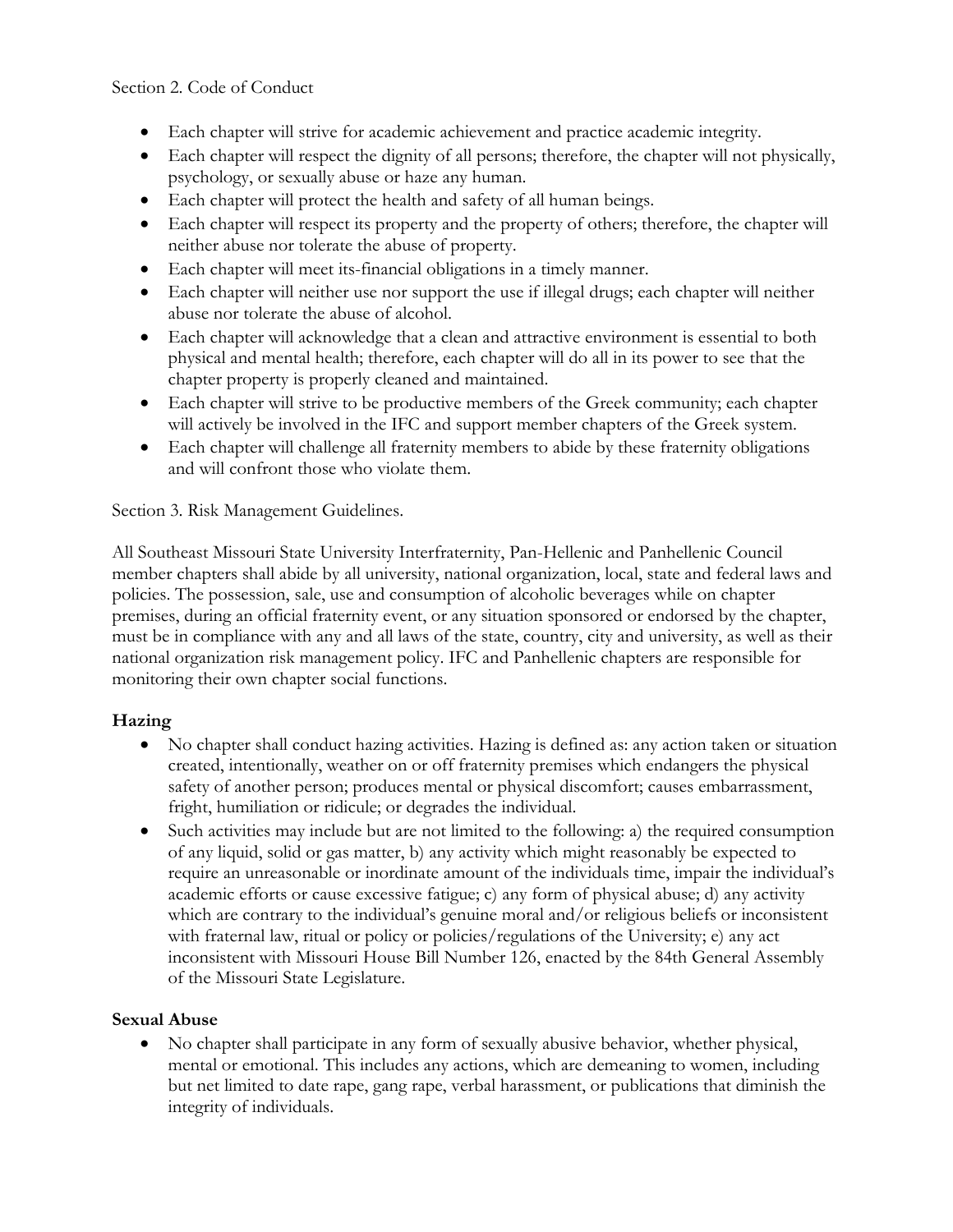Section 2. Code of Conduct

- Each chapter will strive for academic achievement and practice academic integrity.
- Each chapter will respect the dignity of all persons; therefore, the chapter will not physically, psychology, or sexually abuse or haze any human.
- Each chapter will protect the health and safety of all human beings.
- Each chapter will respect its property and the property of others; therefore, the chapter will neither abuse nor tolerate the abuse of property.
- Each chapter will meet its-financial obligations in a timely manner.
- Each chapter will neither use nor support the use if illegal drugs; each chapter will neither abuse nor tolerate the abuse of alcohol.
- Each chapter will acknowledge that a clean and attractive environment is essential to both physical and mental health; therefore, each chapter will do all in its power to see that the chapter property is properly cleaned and maintained.
- Each chapter will strive to be productive members of the Greek community; each chapter will actively be involved in the IFC and support member chapters of the Greek system.
- Each chapter will challenge all fraternity members to abide by these fraternity obligations and will confront those who violate them.

Section 3. Risk Management Guidelines.

All Southeast Missouri State University Interfraternity, Pan-Hellenic and Panhellenic Council member chapters shall abide by all university, national organization, local, state and federal laws and policies. The possession, sale, use and consumption of alcoholic beverages while on chapter premises, during an official fraternity event, or any situation sponsored or endorsed by the chapter, must be in compliance with any and all laws of the state, country, city and university, as well as their national organization risk management policy. IFC and Panhellenic chapters are responsible for monitoring their own chapter social functions.

### Hazing

- No chapter shall conduct hazing activities. Hazing is defined as: any action taken or situation created, intentionally, weather on or off fraternity premises which endangers the physical safety of another person; produces mental or physical discomfort; causes embarrassment, fright, humiliation or ridicule; or degrades the individual.
- Such activities may include but are not limited to the following: a) the required consumption of any liquid, solid or gas matter, b) any activity which might reasonably be expected to require an unreasonable or inordinate amount of the individuals time, impair the individual's academic efforts or cause excessive fatigue; c) any form of physical abuse; d) any activity which are contrary to the individual's genuine moral and/or religious beliefs or inconsistent with fraternal law, ritual or policy or policies/regulations of the University; e) any act inconsistent with Missouri House Bill Number 126, enacted by the 84th General Assembly of the Missouri State Legislature.

### Sexual Abuse

- No chapter shall participate in any form of sexually abusive behavior, whether physical, mental or emotional. This includes any actions, which are demeaning to women, including but net limited to date rape, gang rape, verbal harassment, or publications that diminish the integrity of individuals.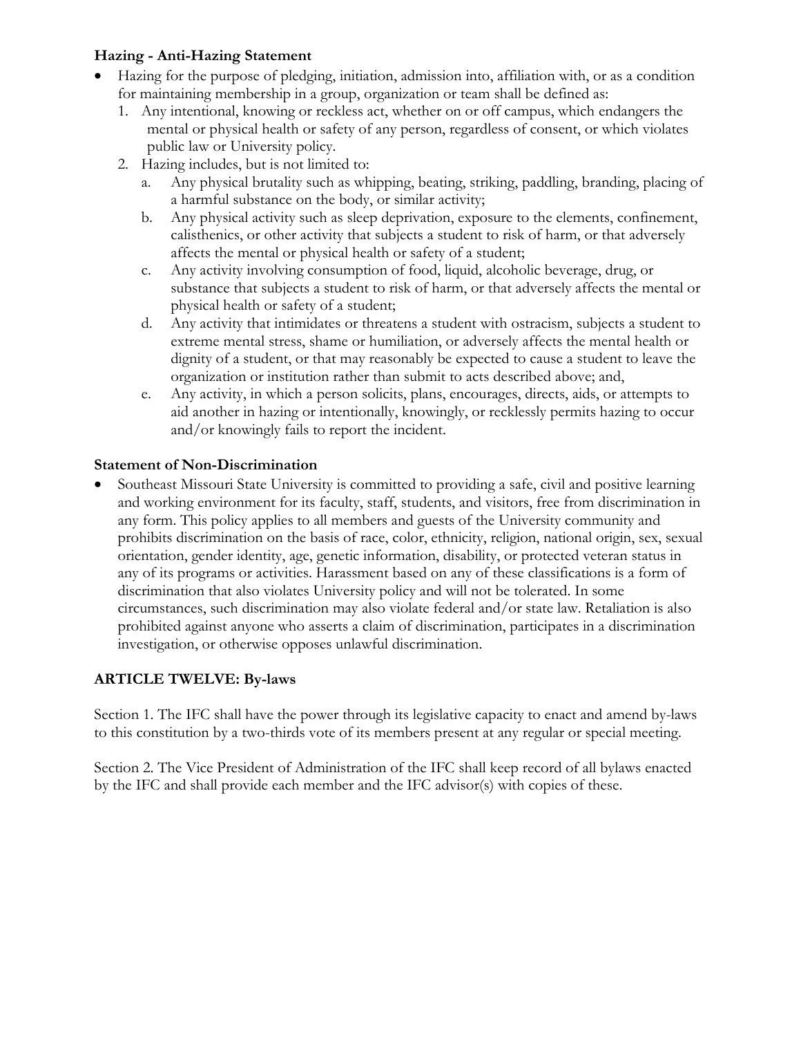**Hazing - Anti-Hazing Statement**

- Hazing for the purpose of pledging, initiation, admission into, affiliation with, or as a condition for maintaining membership in a group, organization or team shall be defined as:
  1. Any intentional, knowing or reckless act, whether on or off campus, which endangers the mental or physical health or safety of any person, regardless of consent, or which violates public law or University policy.
  2. Hazing includes, but is not limited to:
     a. Any physical brutality such as whipping, beating, striking, paddling, branding, placing of a harmful substance on the body, or similar activity;
     b. Any physical activity such as sleep deprivation, exposure to the elements, confinement, calisthenics, or other activity that subjects a student to risk of harm, or that adversely affects the mental or physical health or safety of a student;
     c. Any activity involving consumption of food, liquid, alcoholic beverage, drug, or substance that subjects a student to risk of harm, or that adversely affects the mental or physical health or safety of a student;
     d. Any activity that intimidates or threatens a student with ostracism, subjects a student to extreme mental stress, shame or humiliation, or adversely affects the mental health or dignity of a student, or that may reasonably be expected to cause a student to leave the organization or institution rather than submit to acts described above; and,
     e. Any activity, in which a person solicits, plans, encourages, directs, aids, or attempts to aid another in hazing or intentionally, knowingly, or recklessly permits hazing to occur and/or knowingly fails to report the incident.

**Statement of Non-Discrimination**

- Southeast Missouri State University is committed to providing a safe, civil and positive learning and working environment for its faculty, staff, students, and visitors, free from discrimination in any form. This policy applies to all members and guests of the University community and prohibits discrimination on the basis of race, color, ethnicity, religion, national origin, sex, sexual orientation, gender identity, age, genetic information, disability, or protected veteran status in any of its programs or activities. Harassment based on any of these classifications is a form of discrimination that also violates University policy and will not be tolerated. In some circumstances, such discrimination may also violate federal and/or state law. Retaliation is also prohibited against anyone who asserts a claim of discrimination, participates in a discrimination investigation, or otherwise opposes unlawful discrimination.

**ARTICLE TWELVE: By-laws**

Section 1. The IFC shall have the power through its legislative capacity to enact and amend by-laws to this constitution by a two-thirds vote of its members present at any regular or special meeting.

Section 2. The Vice President of Administration of the IFC shall keep record of all bylaws enacted by the IFC and shall provide each member and the IFC advisor(s) with copies of these.